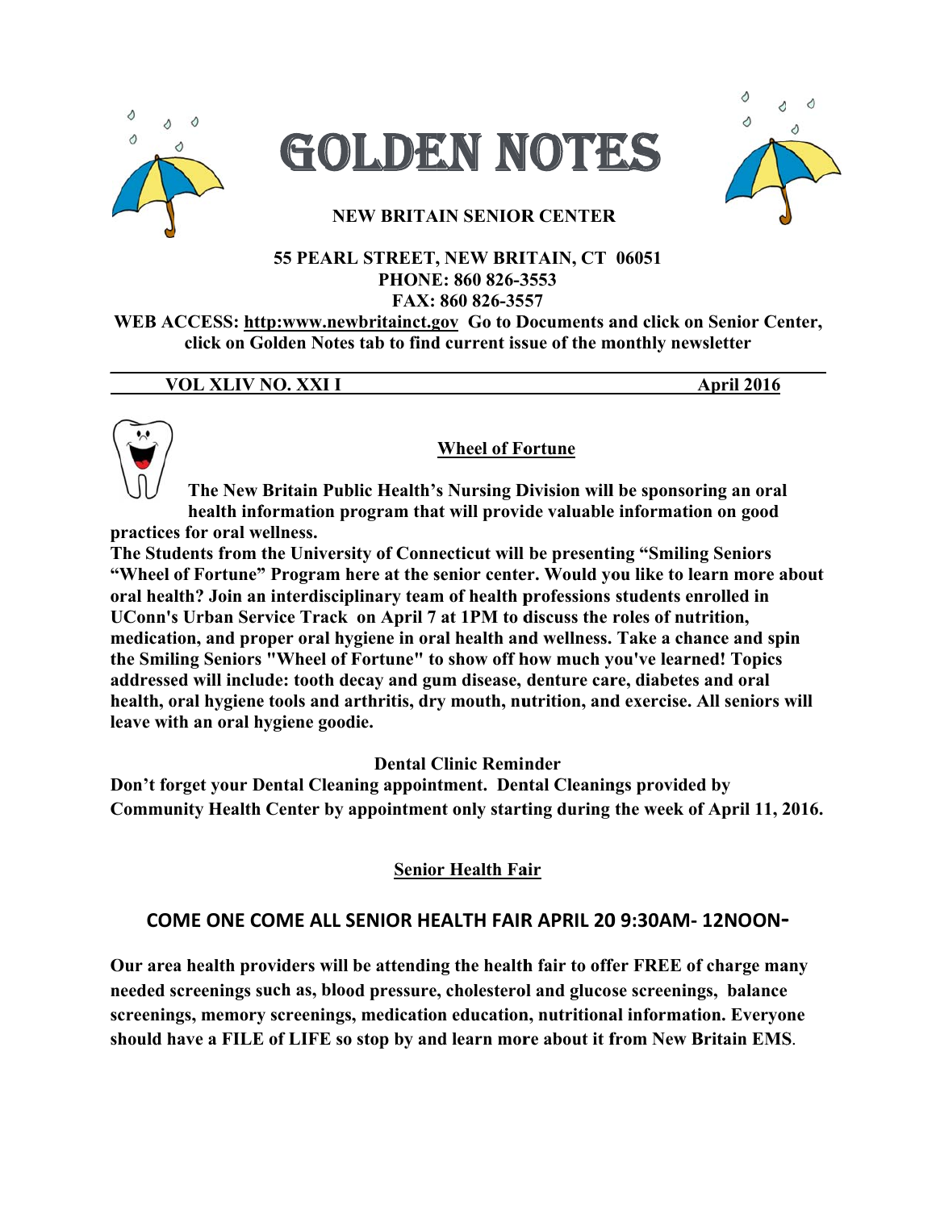# GOLDEN NOTES

**NEW BRITAIN SENIOR CENTER**

**55 PEARL STREET, NEW BRITAIN, CT 06051**
**PHONE: 860 826-3553**
**FAX: 860 826-3557**

**WEB ACCESS: http:www.newbritainct.gov Go to Documents and click on Senior Center, click on Golden Notes tab to find current issue of the monthly newsletter**

**VOL XLIV NO. XXI I** **April 2016**

## Wheel of Fortune

**The New Britain Public Health's Nursing Division will be sponsoring an oral health information program that will provide valuable information on good practices for oral wellness.**

**The Students from the University of Connecticut will be presenting "Smiling Seniors "Wheel of Fortune" Program here at the senior center. Would you like to learn more about oral health? Join an interdisciplinary team of health professions students enrolled in UConn's Urban Service Track on April 7 at 1PM to discuss the roles of nutrition, medication, and proper oral hygiene in oral health and wellness. Take a chance and spin the Smiling Seniors "Wheel of Fortune" to show off how much you've learned! Topics addressed will include: tooth decay and gum disease, denture care, diabetes and oral health, oral hygiene tools and arthritis, dry mouth, nutrition, and exercise. All seniors will leave with an oral hygiene goodie.**

**Dental Clinic Reminder**

**Don't forget your Dental Cleaning appointment. Dental Cleanings provided by Community Health Center by appointment only starting during the week of April 11, 2016.**

## Senior Health Fair

**COME ONE COME ALL SENIOR HEALTH FAIR APRIL 20 9:30AM- 12NOON-**

**Our area health providers will be attending the health fair to offer FREE of charge many needed screenings such as, blood pressure, cholesterol and glucose screenings, balance screenings, memory screenings, medication education, nutritional information. Everyone should have a FILE of LIFE so stop by and learn more about it from New Britain EMS.**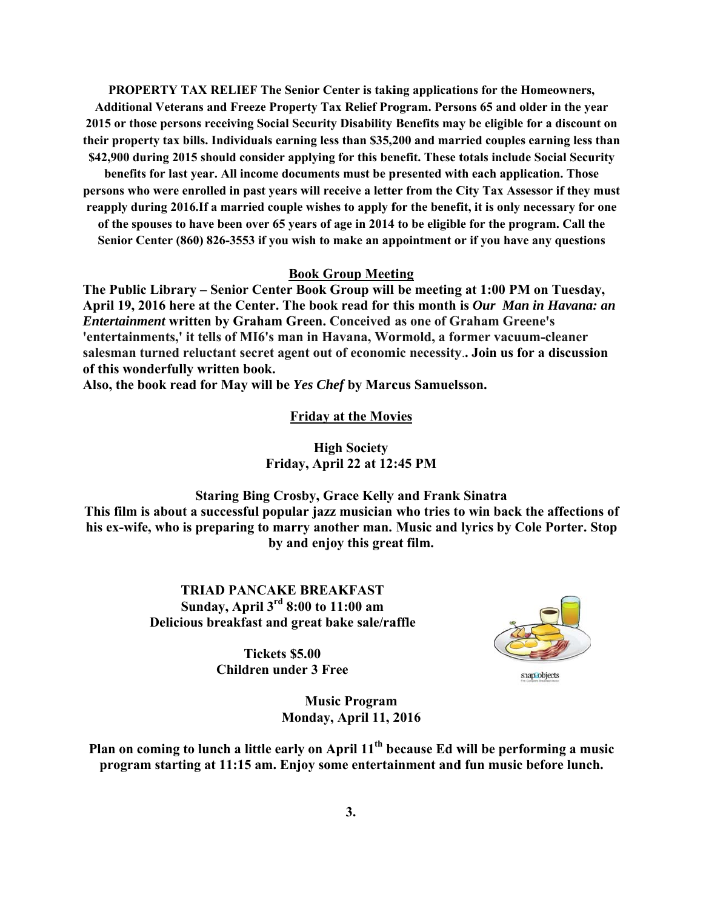**PROPERTY TAX RELIEF The Senior Center is taking applications for the Homeowners, Additional Veterans and Freeze Property Tax Relief Program. Persons 65 and older in the year 2015 or those persons receiving Social Security Disability Benefits may be eligible for a discount on their property tax bills. Individuals earning less than $35,200 and married couples earning less than $42,900 during 2015 should consider applying for this benefit. These totals include Social Security benefits for last year. All income documents must be presented with each application. Those persons who were enrolled in past years will receive a letter from the City Tax Assessor if they must reapply during 2016.If a married couple wishes to apply for the benefit, it is only necessary for one of the spouses to have been over 65 years of age in 2014 to be eligible for the program. Call the Senior Center (860) 826-3553 if you wish to make an appointment or if you have any questions**

## Book Group Meeting

**The Public Library – Senior Center Book Group will be meeting at 1:00 PM on Tuesday, April 19, 2016 here at the Center. The book read for this month is *Our Man in Havana: an Entertainment* written by Graham Green.** Conceived as one of Graham Greene's 'entertainments,' it tells of MI6's man in Havana, Wormold, a former vacuum-cleaner salesman turned reluctant secret agent out of economic necessity.**. Join us for a discussion of this wonderfully written book.**

**Also, the book read for May will be *Yes Chef* by Marcus Samuelsson.**

## Friday at the Movies

**High Society**
**Friday, April 22 at 12:45 PM**

**Staring Bing Crosby, Grace Kelly and Frank Sinatra**

**This film is about a successful popular jazz musician who tries to win back the affections of his ex-wife, who is preparing to marry another man. Music and lyrics by Cole Porter. Stop by and enjoy this great film.**

## TRIAD PANCAKE BREAKFAST

**Sunday, April 3rd 8:00 to 11:00 am**
**Delicious breakfast and great bake sale/raffle**

**Tickets $5.00**
**Children under 3 Free**

## Music Program

**Monday, April 11, 2016**

**Plan on coming to lunch a little early on April 11th because Ed will be performing a music program starting at 11:15 am. Enjoy some entertainment and fun music before lunch.**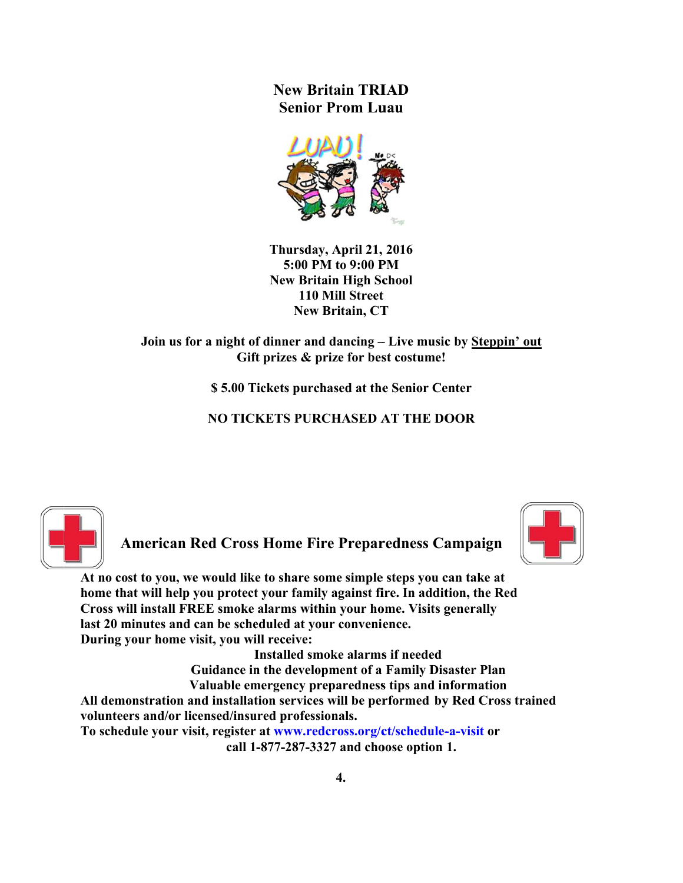**New Britain TRIAD**
**Senior Prom Luau**

**Thursday, April 21, 2016**
**5:00 PM to 9:00 PM**
**New Britain High School**
**110 Mill Street**
**New Britain, CT**

**Join us for a night of dinner and dancing – Live music by Steppin' out**
**Gift prizes & prize for best costume!**

**$ 5.00 Tickets purchased at the Senior Center**

**NO TICKETS PURCHASED AT THE DOOR**

## American Red Cross Home Fire Preparedness Campaign

**At no cost to you, we would like to share some simple steps you can take at home that will help you protect your family against fire. In addition, the Red Cross will install FREE smoke alarms within your home. Visits generally last 20 minutes and can be scheduled at your convenience.**
**During your home visit, you will receive:**

**Installed smoke alarms if needed**
**Guidance in the development of a Family Disaster Plan**
**Valuable emergency preparedness tips and information**

**All demonstration and installation services will be performed by Red Cross trained volunteers and/or licensed/insured professionals.**
**To schedule your visit, register at www.redcross.org/ct/schedule-a-visit or call 1-877-287-3327 and choose option 1.**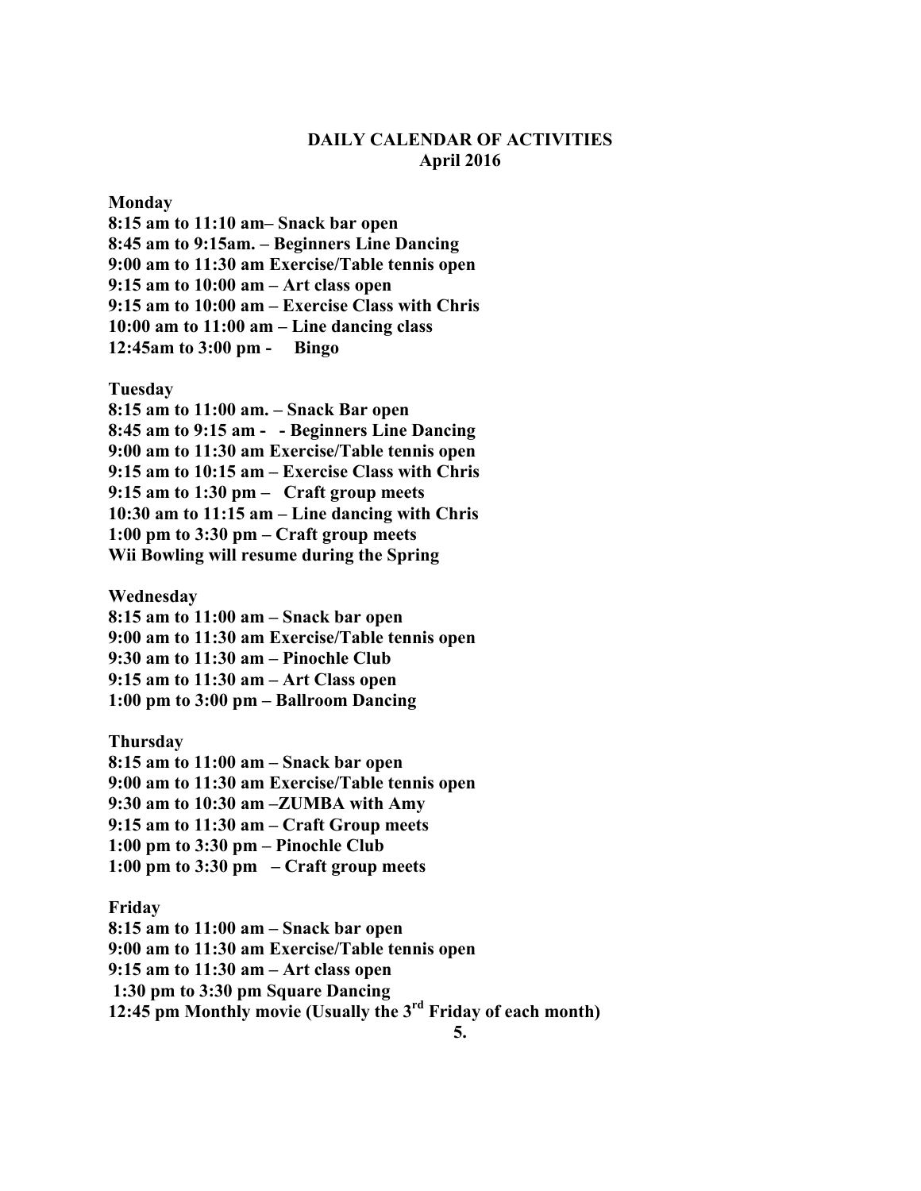# DAILY CALENDAR OF ACTIVITIES
## April 2016

**Monday**
**8:15 am to 11:10 am– Snack bar open**
**8:45 am to 9:15am. – Beginners Line Dancing**
**9:00 am to 11:30 am Exercise/Table tennis open**
**9:15 am to 10:00 am – Art class open**
**9:15 am to 10:00 am – Exercise Class with Chris**
**10:00 am to 11:00 am – Line dancing class**
**12:45am to 3:00 pm - Bingo**

**Tuesday**
**8:15 am to 11:00 am. – Snack Bar open**
**8:45 am to 9:15 am - - Beginners Line Dancing**
**9:00 am to 11:30 am Exercise/Table tennis open**
**9:15 am to 10:15 am – Exercise Class with Chris**
**9:15 am to 1:30 pm – Craft group meets**
**10:30 am to 11:15 am – Line dancing with Chris**
**1:00 pm to 3:30 pm – Craft group meets**
**Wii Bowling will resume during the Spring**

**Wednesday**
**8:15 am to 11:00 am – Snack bar open**
**9:00 am to 11:30 am Exercise/Table tennis open**
**9:30 am to 11:30 am – Pinochle Club**
**9:15 am to 11:30 am – Art Class open**
**1:00 pm to 3:00 pm – Ballroom Dancing**

**Thursday**
**8:15 am to 11:00 am – Snack bar open**
**9:00 am to 11:30 am Exercise/Table tennis open**
**9:30 am to 10:30 am –ZUMBA with Amy**
**9:15 am to 11:30 am – Craft Group meets**
**1:00 pm to 3:30 pm – Pinochle Club**
**1:00 pm to 3:30 pm – Craft group meets**

**Friday**
**8:15 am to 11:00 am – Snack bar open**
**9:00 am to 11:30 am Exercise/Table tennis open**
**9:15 am to 11:30 am – Art class open**
**1:30 pm to 3:30 pm Square Dancing**
**12:45 pm Monthly movie (Usually the 3rd Friday of each month)**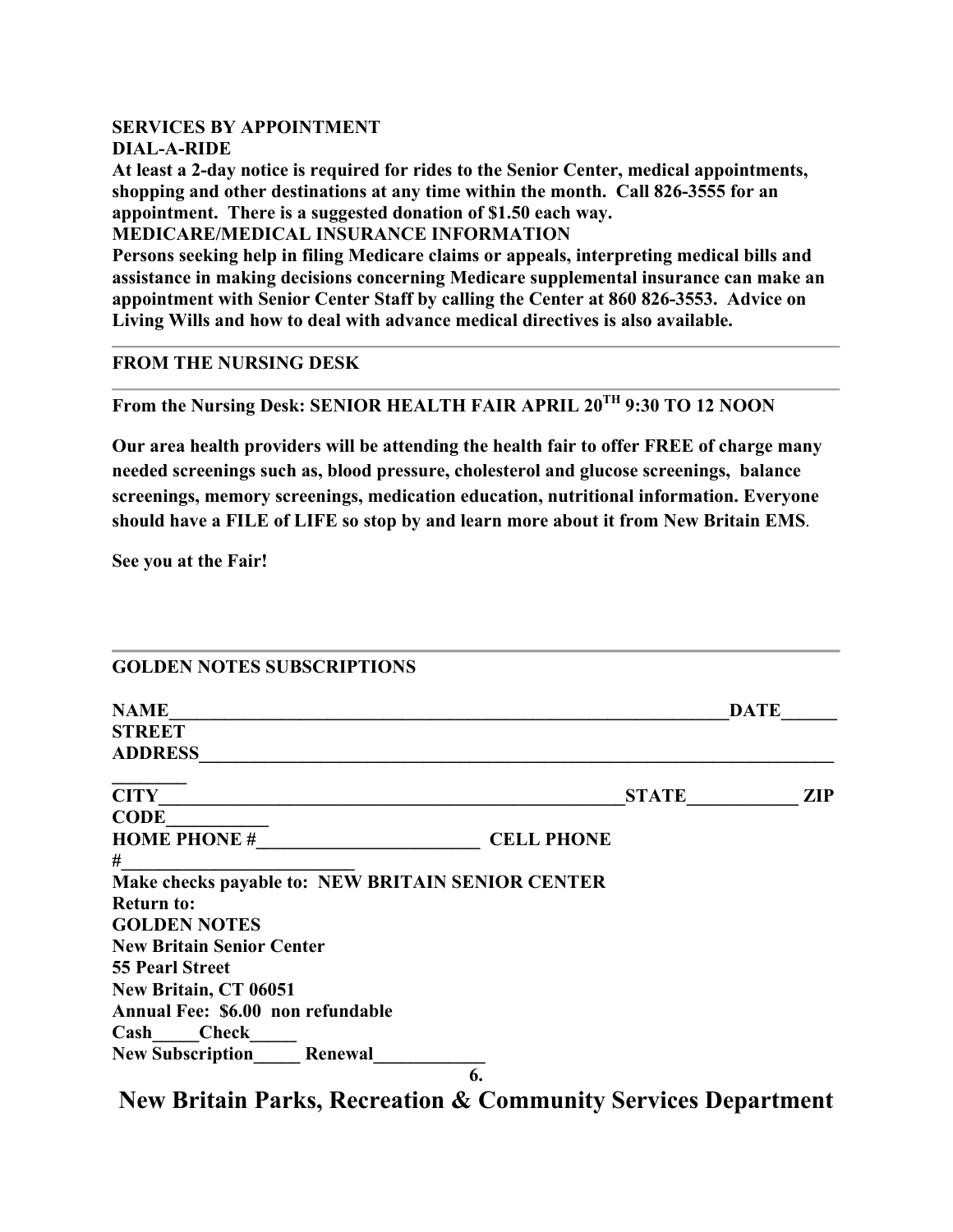**SERVICES BY APPOINTMENT**

**DIAL-A-RIDE**

**At least a 2-day notice is required for rides to the Senior Center, medical appointments, shopping and other destinations at any time within the month. Call 826-3555 for an appointment. There is a suggested donation of $1.50 each way.**

**MEDICARE/MEDICAL INSURANCE INFORMATION**

**Persons seeking help in filing Medicare claims or appeals, interpreting medical bills and assistance in making decisions concerning Medicare supplemental insurance can make an appointment with Senior Center Staff by calling the Center at 860 826-3553. Advice on Living Wills and how to deal with advance medical directives is also available.**

---

**FROM THE NURSING DESK**

---

**From the Nursing Desk: SENIOR HEALTH FAIR APRIL 20TH 9:30 TO 12 NOON**

**Our area health providers will be attending the health fair to offer FREE of charge many needed screenings such as, blood pressure, cholesterol and glucose screenings, balance screenings, memory screenings, medication education, nutritional information. Everyone should have a FILE of LIFE so stop by and learn more about it from New Britain EMS.**

**See you at the Fair!**

---

**GOLDEN NOTES SUBSCRIPTIONS**

**NAME_______________________________________________________________DATE______**
**STREET ADDRESS__________________________________________________________________________**
**CITY___________________________________________________STATE____________ ZIP CODE___________**
**HOME PHONE #________________________ CELL PHONE #_________________________**
**Make checks payable to: NEW BRITAIN SENIOR CENTER**
**Return to:**
**GOLDEN NOTES**
**New Britain Senior Center**
**55 Pearl Street**
**New Britain, CT 06051**
**Annual Fee: $6.00 non refundable**
**Cash_____Check_____**
**New Subscription_____ Renewal____________**

# New Britain Parks, Recreation & Community Services Department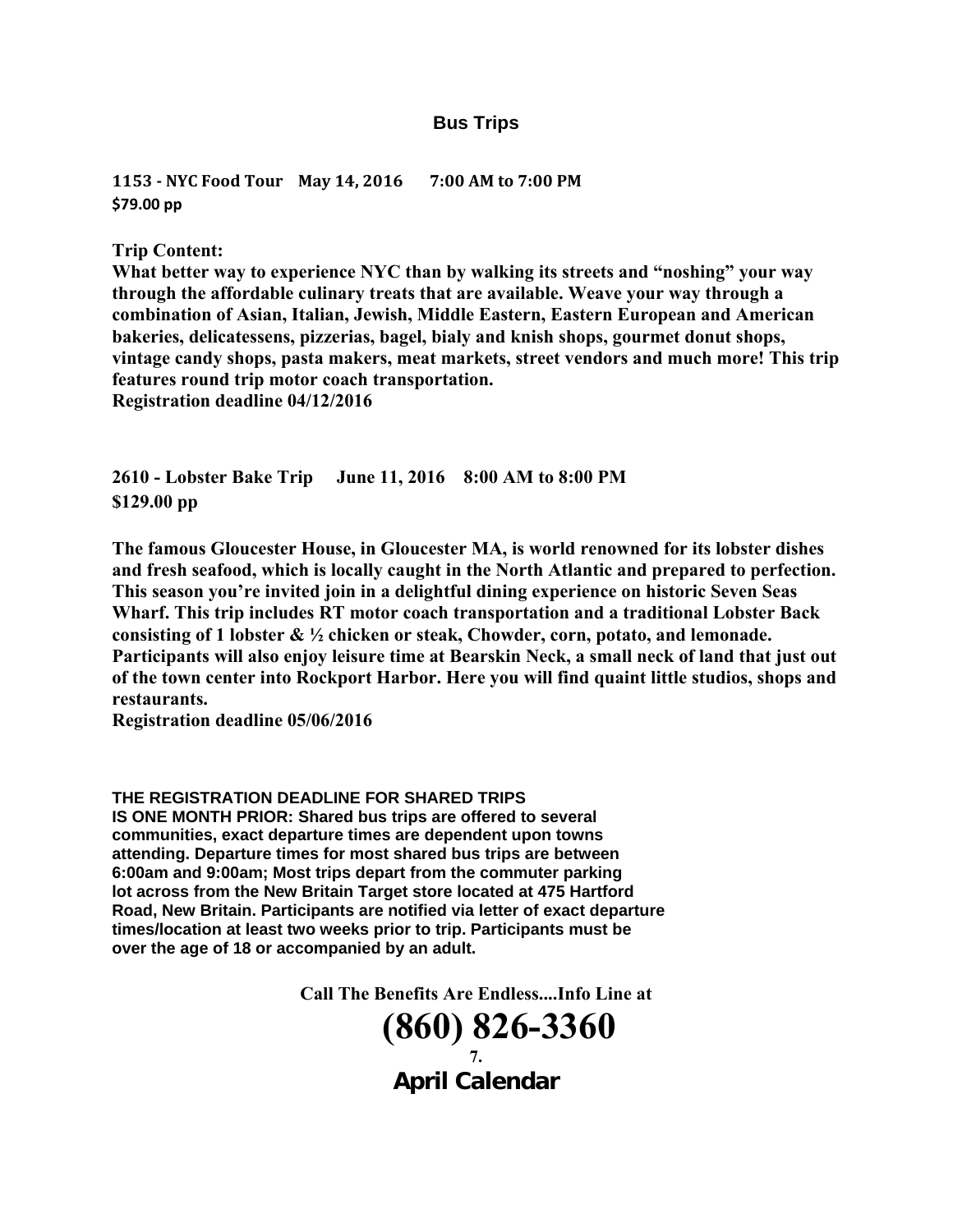## Bus Trips

**1153 - NYC Food Tour    May 14, 2016      7:00 AM to 7:00 PM**
**$79.00 pp**

**Trip Content:**
**What better way to experience NYC than by walking its streets and "noshing" your way through the affordable culinary treats that are available. Weave your way through a combination of Asian, Italian, Jewish, Middle Eastern, Eastern European and American bakeries, delicatessens, pizzerias, bagel, bialy and knish shops, gourmet donut shops, vintage candy shops, pasta makers, meat markets, street vendors and much more! This trip features round trip motor coach transportation.**
**Registration deadline 04/12/2016**

**2610 - Lobster Bake Trip     June 11, 2016    8:00 AM to 8:00 PM**
**$129.00 pp**

**The famous Gloucester House, in Gloucester MA, is world renowned for its lobster dishes and fresh seafood, which is locally caught in the North Atlantic and prepared to perfection. This season you're invited join in a delightful dining experience on historic Seven Seas Wharf. This trip includes RT motor coach transportation and a traditional Lobster Back consisting of 1 lobster & ½ chicken or steak, Chowder, corn, potato, and lemonade. Participants will also enjoy leisure time at Bearskin Neck, a small neck of land that just out of the town center into Rockport Harbor. Here you will find quaint little studios, shops and restaurants.**
**Registration deadline 05/06/2016**

**THE REGISTRATION DEADLINE FOR SHARED TRIPS IS ONE MONTH PRIOR: Shared bus trips are offered to several communities, exact departure times are dependent upon towns attending. Departure times for most shared bus trips are between 6:00am and 9:00am; Most trips depart from the commuter parking lot across from the New Britain Target store located at 475 Hartford Road, New Britain. Participants are notified via letter of exact departure times/location at least two weeks prior to trip. Participants must be over the age of 18 or accompanied by an adult.**

**Call The Benefits Are Endless....Info Line at**

# (860) 826-3360

**April Calendar**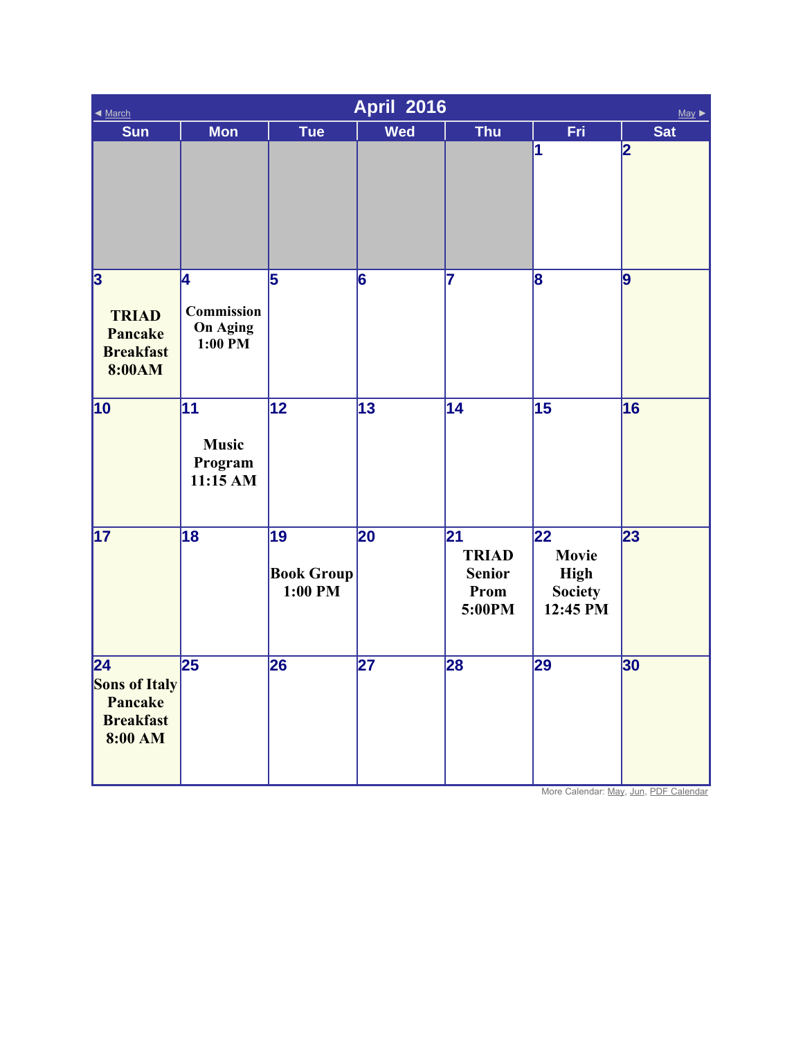# April 2016

◄ March | May ►

| Sun | Mon | Tue | Wed | Thu | Fri | Sat |
|---|---|---|---|---|---|---|
| | | | | | 1 | 2 |
| 3 **TRIAD Pancake Breakfast 8:00AM** | 4 **Commission On Aging 1:00 PM** | 5 | 6 | 7 | 8 | 9 |
| 10 | 11 **Music Program 11:15 AM** | 12 | 13 | 14 | 15 | 16 |
| 17 | 18 | 19 **Book Group 1:00 PM** | 20 | 21 **TRIAD Senior Prom 5:00PM** | 22 **Movie High Society 12:45 PM** | 23 |
| 24 **Sons of Italy Pancake Breakfast 8:00 AM** | 25 | 26 | 27 | 28 | 29 | 30 |

More Calendar: May, Jun, PDF Calendar